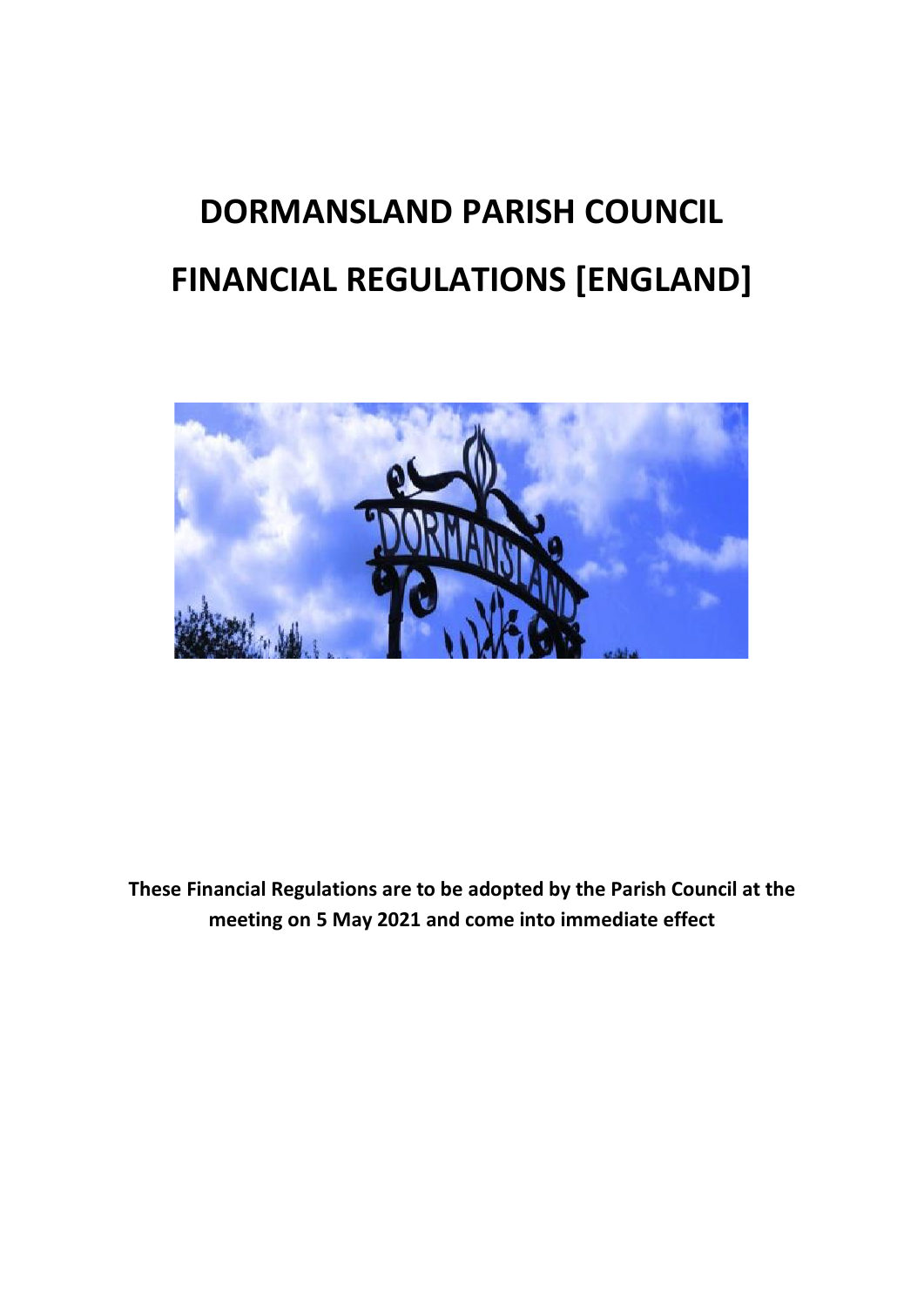# DORMANSLAND PARISH COUNCIL

# FINANCIAL REGULATIONS [ENGLAND]

**These Financial Regulations are to be adopted by the Parish Council at the meeting on 5 May 2021 and come into immediate effect**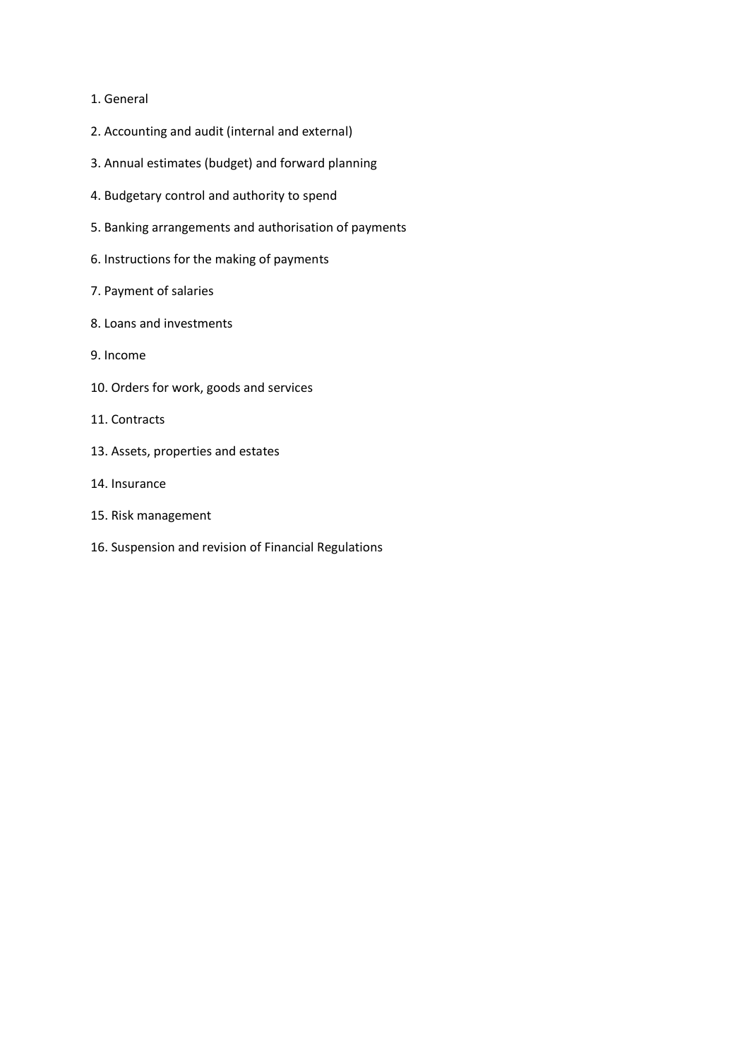1. General
2. Accounting and audit (internal and external)
3. Annual estimates (budget) and forward planning
4. Budgetary control and authority to spend
5. Banking arrangements and authorisation of payments
6. Instructions for the making of payments
7. Payment of salaries
8. Loans and investments
9. Income
10. Orders for work, goods and services
11. Contracts
13. Assets, properties and estates
14. Insurance
15. Risk management
16. Suspension and revision of Financial Regulations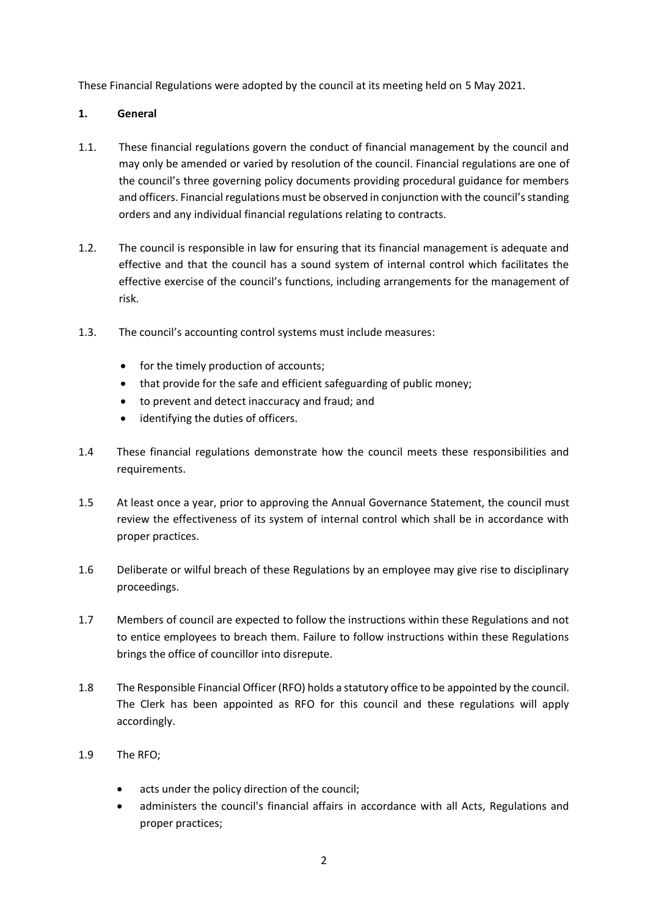These Financial Regulations were adopted by the council at its meeting held on 5 May 2021.

## 1. General

1.1. These financial regulations govern the conduct of financial management by the council and may only be amended or varied by resolution of the council. Financial regulations are one of the council's three governing policy documents providing procedural guidance for members and officers. Financial regulations must be observed in conjunction with the council's standing orders and any individual financial regulations relating to contracts.

1.2. The council is responsible in law for ensuring that its financial management is adequate and effective and that the council has a sound system of internal control which facilitates the effective exercise of the council's functions, including arrangements for the management of risk.

1.3. The council's accounting control systems must include measures:

- for the timely production of accounts;
- that provide for the safe and efficient safeguarding of public money;
- to prevent and detect inaccuracy and fraud; and
- identifying the duties of officers.

1.4 These financial regulations demonstrate how the council meets these responsibilities and requirements.

1.5 At least once a year, prior to approving the Annual Governance Statement, the council must review the effectiveness of its system of internal control which shall be in accordance with proper practices.

1.6 Deliberate or wilful breach of these Regulations by an employee may give rise to disciplinary proceedings.

1.7 Members of council are expected to follow the instructions within these Regulations and not to entice employees to breach them. Failure to follow instructions within these Regulations brings the office of councillor into disrepute.

1.8 The Responsible Financial Officer (RFO) holds a statutory office to be appointed by the council. The Clerk has been appointed as RFO for this council and these regulations will apply accordingly.

1.9 The RFO;

- acts under the policy direction of the council;
- administers the council's financial affairs in accordance with all Acts, Regulations and proper practices;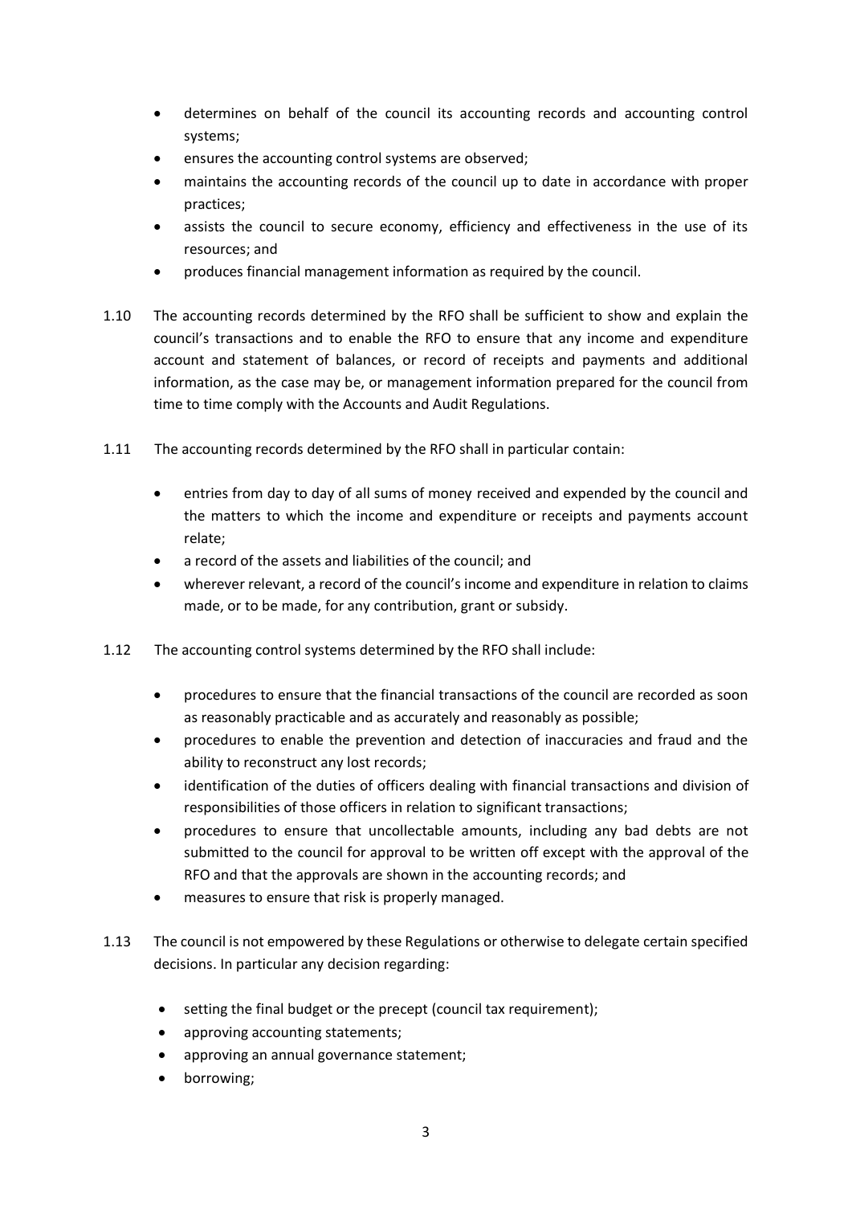- determines on behalf of the council its accounting records and accounting control systems;
- ensures the accounting control systems are observed;
- maintains the accounting records of the council up to date in accordance with proper practices;
- assists the council to secure economy, efficiency and effectiveness in the use of its resources; and
- produces financial management information as required by the council.

1.10 The accounting records determined by the RFO shall be sufficient to show and explain the council's transactions and to enable the RFO to ensure that any income and expenditure account and statement of balances, or record of receipts and payments and additional information, as the case may be, or management information prepared for the council from time to time comply with the Accounts and Audit Regulations.

1.11 The accounting records determined by the RFO shall in particular contain:

- entries from day to day of all sums of money received and expended by the council and the matters to which the income and expenditure or receipts and payments account relate;
- a record of the assets and liabilities of the council; and
- wherever relevant, a record of the council's income and expenditure in relation to claims made, or to be made, for any contribution, grant or subsidy.

1.12 The accounting control systems determined by the RFO shall include:

- procedures to ensure that the financial transactions of the council are recorded as soon as reasonably practicable and as accurately and reasonably as possible;
- procedures to enable the prevention and detection of inaccuracies and fraud and the ability to reconstruct any lost records;
- identification of the duties of officers dealing with financial transactions and division of responsibilities of those officers in relation to significant transactions;
- procedures to ensure that uncollectable amounts, including any bad debts are not submitted to the council for approval to be written off except with the approval of the RFO and that the approvals are shown in the accounting records; and
- measures to ensure that risk is properly managed.

1.13 The council is not empowered by these Regulations or otherwise to delegate certain specified decisions. In particular any decision regarding:

- setting the final budget or the precept (council tax requirement);
- approving accounting statements;
- approving an annual governance statement;
- borrowing;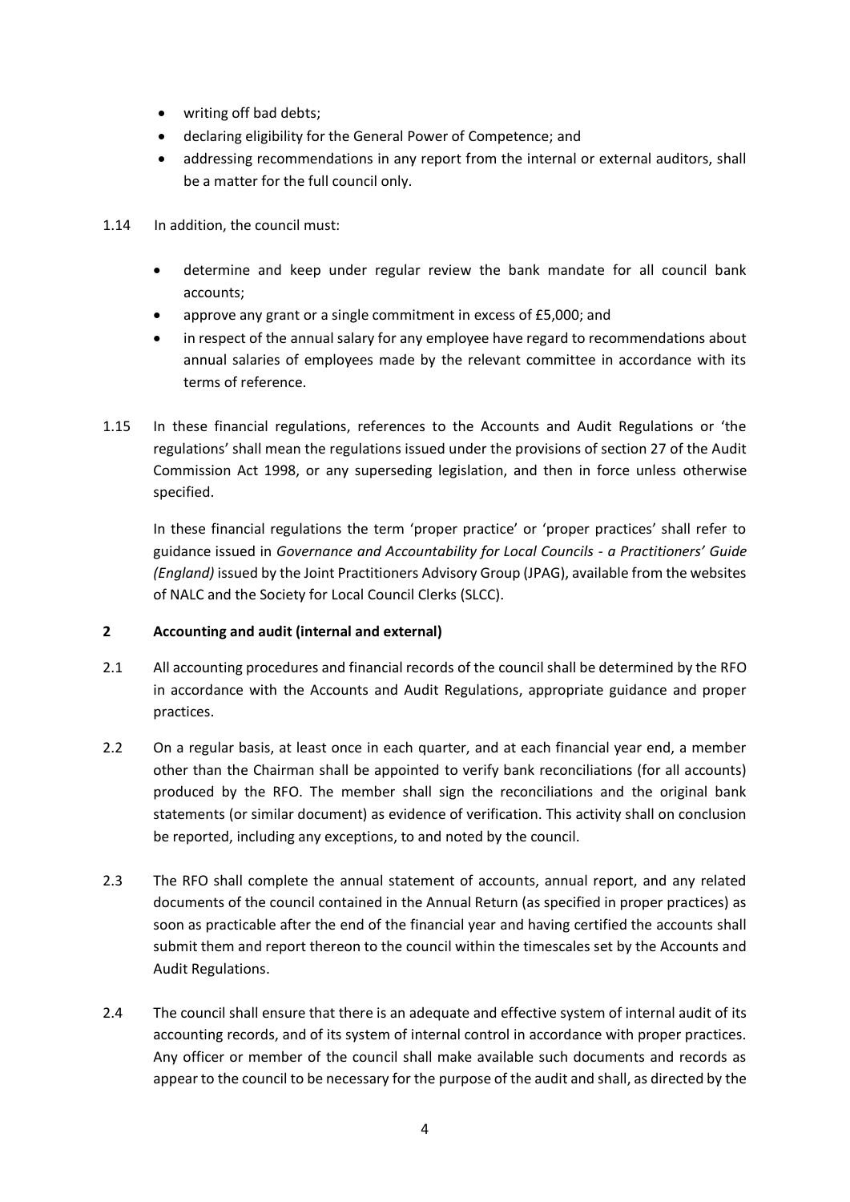- writing off bad debts;
- declaring eligibility for the General Power of Competence; and
- addressing recommendations in any report from the internal or external auditors, shall be a matter for the full council only.

1.14 In addition, the council must:

- determine and keep under regular review the bank mandate for all council bank accounts;
- approve any grant or a single commitment in excess of £5,000; and
- in respect of the annual salary for any employee have regard to recommendations about annual salaries of employees made by the relevant committee in accordance with its terms of reference.

1.15 In these financial regulations, references to the Accounts and Audit Regulations or 'the regulations' shall mean the regulations issued under the provisions of section 27 of the Audit Commission Act 1998, or any superseding legislation, and then in force unless otherwise specified.

In these financial regulations the term 'proper practice' or 'proper practices' shall refer to guidance issued in *Governance and Accountability for Local Councils - a Practitioners' Guide (England)* issued by the Joint Practitioners Advisory Group (JPAG), available from the websites of NALC and the Society for Local Council Clerks (SLCC).

## 2 Accounting and audit (internal and external)

2.1 All accounting procedures and financial records of the council shall be determined by the RFO in accordance with the Accounts and Audit Regulations, appropriate guidance and proper practices.

2.2 On a regular basis, at least once in each quarter, and at each financial year end, a member other than the Chairman shall be appointed to verify bank reconciliations (for all accounts) produced by the RFO. The member shall sign the reconciliations and the original bank statements (or similar document) as evidence of verification. This activity shall on conclusion be reported, including any exceptions, to and noted by the council.

2.3 The RFO shall complete the annual statement of accounts, annual report, and any related documents of the council contained in the Annual Return (as specified in proper practices) as soon as practicable after the end of the financial year and having certified the accounts shall submit them and report thereon to the council within the timescales set by the Accounts and Audit Regulations.

2.4 The council shall ensure that there is an adequate and effective system of internal audit of its accounting records, and of its system of internal control in accordance with proper practices. Any officer or member of the council shall make available such documents and records as appear to the council to be necessary for the purpose of the audit and shall, as directed by the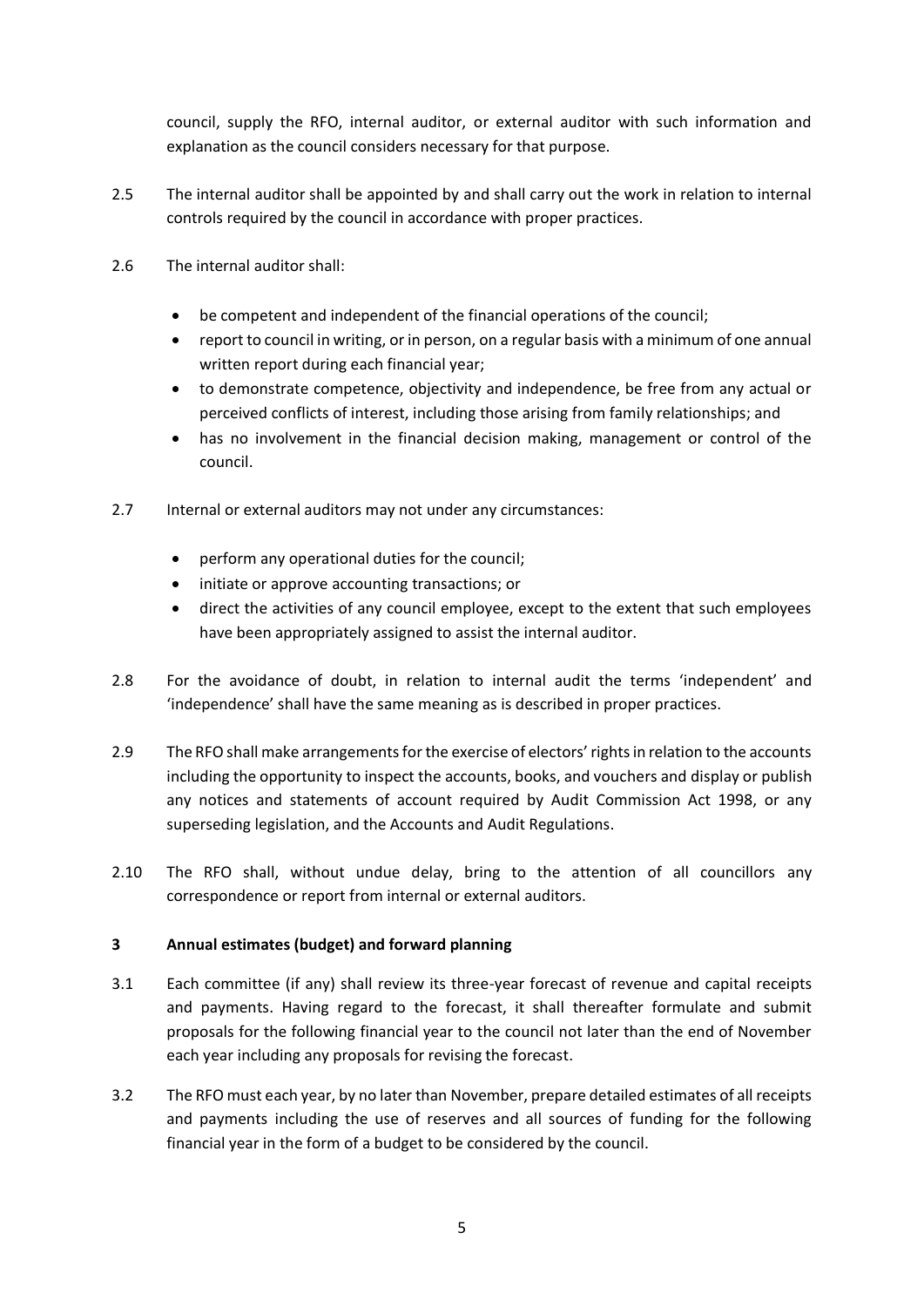council, supply the RFO, internal auditor, or external auditor with such information and explanation as the council considers necessary for that purpose.

2.5 The internal auditor shall be appointed by and shall carry out the work in relation to internal controls required by the council in accordance with proper practices.

2.6 The internal auditor shall:

- be competent and independent of the financial operations of the council;
- report to council in writing, or in person, on a regular basis with a minimum of one annual written report during each financial year;
- to demonstrate competence, objectivity and independence, be free from any actual or perceived conflicts of interest, including those arising from family relationships; and
- has no involvement in the financial decision making, management or control of the council.

2.7 Internal or external auditors may not under any circumstances:

- perform any operational duties for the council;
- initiate or approve accounting transactions; or
- direct the activities of any council employee, except to the extent that such employees have been appropriately assigned to assist the internal auditor.

2.8 For the avoidance of doubt, in relation to internal audit the terms 'independent' and 'independence' shall have the same meaning as is described in proper practices.

2.9 The RFO shall make arrangements for the exercise of electors' rights in relation to the accounts including the opportunity to inspect the accounts, books, and vouchers and display or publish any notices and statements of account required by Audit Commission Act 1998, or any superseding legislation, and the Accounts and Audit Regulations.

2.10 The RFO shall, without undue delay, bring to the attention of all councillors any correspondence or report from internal or external auditors.

## 3 Annual estimates (budget) and forward planning

3.1 Each committee (if any) shall review its three-year forecast of revenue and capital receipts and payments. Having regard to the forecast, it shall thereafter formulate and submit proposals for the following financial year to the council not later than the end of November each year including any proposals for revising the forecast.

3.2 The RFO must each year, by no later than November, prepare detailed estimates of all receipts and payments including the use of reserves and all sources of funding for the following financial year in the form of a budget to be considered by the council.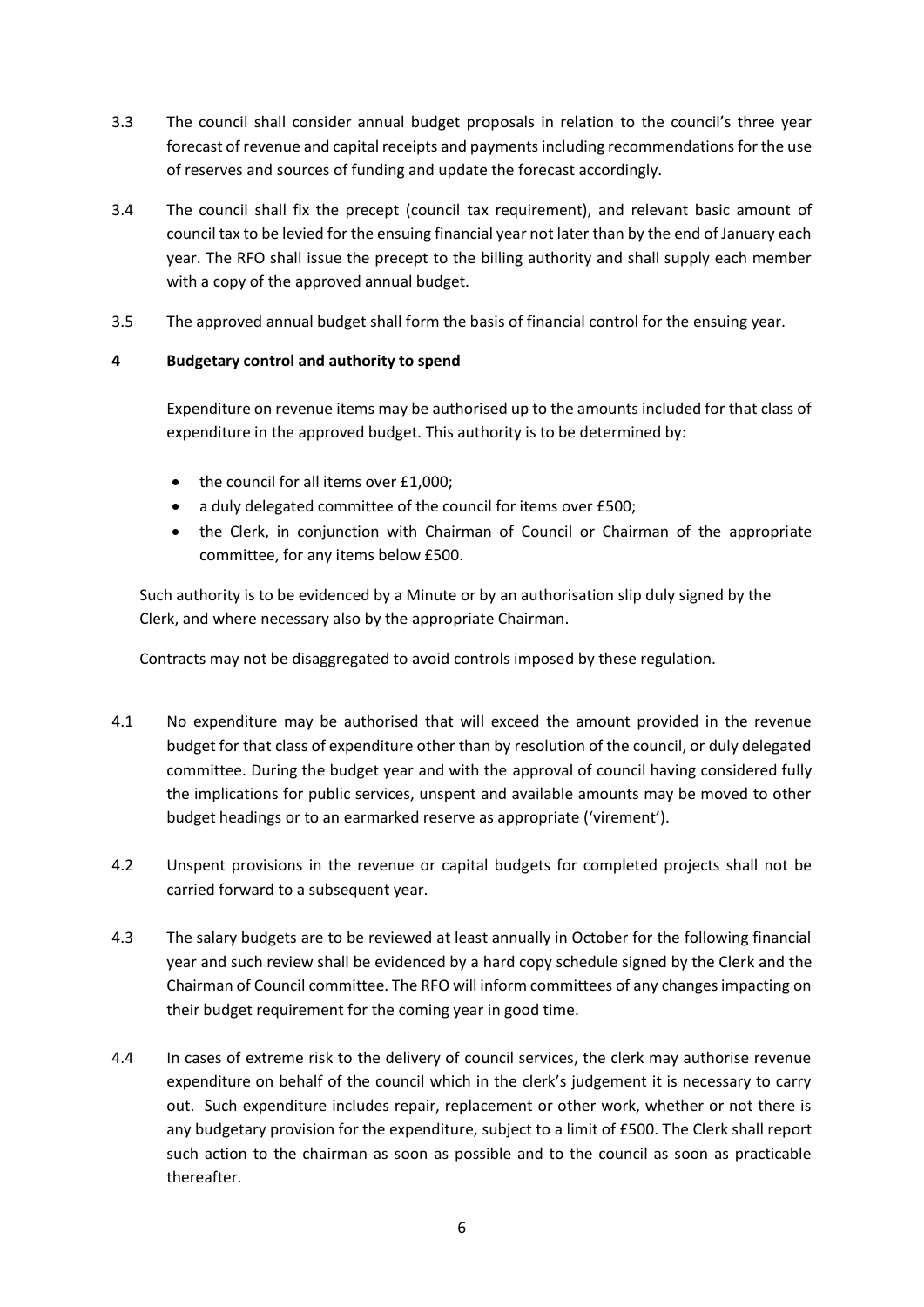3.3 The council shall consider annual budget proposals in relation to the council's three year forecast of revenue and capital receipts and payments including recommendations for the use of reserves and sources of funding and update the forecast accordingly.

3.4 The council shall fix the precept (council tax requirement), and relevant basic amount of council tax to be levied for the ensuing financial year not later than by the end of January each year. The RFO shall issue the precept to the billing authority and shall supply each member with a copy of the approved annual budget.

3.5 The approved annual budget shall form the basis of financial control for the ensuing year.

## 4 Budgetary control and authority to spend

Expenditure on revenue items may be authorised up to the amounts included for that class of expenditure in the approved budget. This authority is to be determined by:

- the council for all items over £1,000;
- a duly delegated committee of the council for items over £500;
- the Clerk, in conjunction with Chairman of Council or Chairman of the appropriate committee, for any items below £500.

Such authority is to be evidenced by a Minute or by an authorisation slip duly signed by the Clerk, and where necessary also by the appropriate Chairman.

Contracts may not be disaggregated to avoid controls imposed by these regulation.

4.1 No expenditure may be authorised that will exceed the amount provided in the revenue budget for that class of expenditure other than by resolution of the council, or duly delegated committee. During the budget year and with the approval of council having considered fully the implications for public services, unspent and available amounts may be moved to other budget headings or to an earmarked reserve as appropriate ('virement').

4.2 Unspent provisions in the revenue or capital budgets for completed projects shall not be carried forward to a subsequent year.

4.3 The salary budgets are to be reviewed at least annually in October for the following financial year and such review shall be evidenced by a hard copy schedule signed by the Clerk and the Chairman of Council committee. The RFO will inform committees of any changes impacting on their budget requirement for the coming year in good time.

4.4 In cases of extreme risk to the delivery of council services, the clerk may authorise revenue expenditure on behalf of the council which in the clerk's judgement it is necessary to carry out. Such expenditure includes repair, replacement or other work, whether or not there is any budgetary provision for the expenditure, subject to a limit of £500. The Clerk shall report such action to the chairman as soon as possible and to the council as soon as practicable thereafter.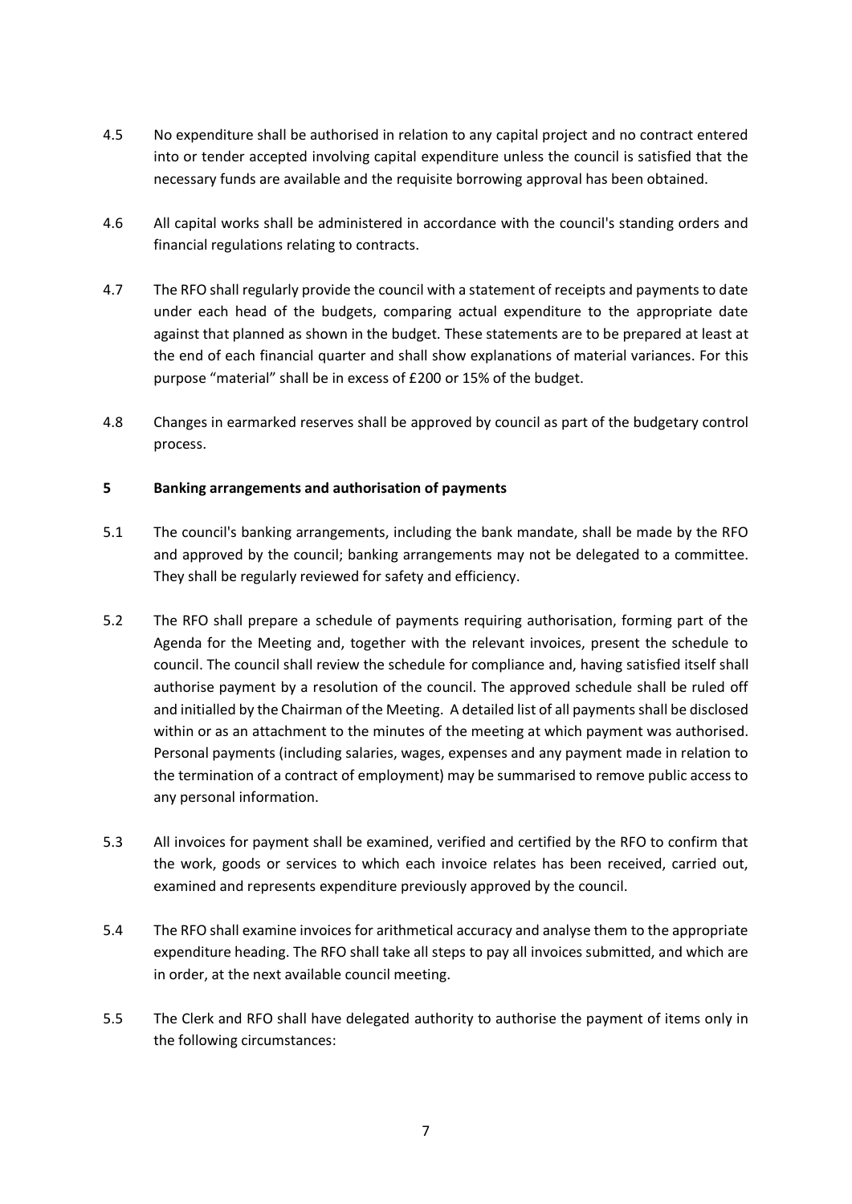4.5 No expenditure shall be authorised in relation to any capital project and no contract entered into or tender accepted involving capital expenditure unless the council is satisfied that the necessary funds are available and the requisite borrowing approval has been obtained.

4.6 All capital works shall be administered in accordance with the council's standing orders and financial regulations relating to contracts.

4.7 The RFO shall regularly provide the council with a statement of receipts and payments to date under each head of the budgets, comparing actual expenditure to the appropriate date against that planned as shown in the budget. These statements are to be prepared at least at the end of each financial quarter and shall show explanations of material variances. For this purpose "material" shall be in excess of £200 or 15% of the budget.

4.8 Changes in earmarked reserves shall be approved by council as part of the budgetary control process.

## 5 Banking arrangements and authorisation of payments

5.1 The council's banking arrangements, including the bank mandate, shall be made by the RFO and approved by the council; banking arrangements may not be delegated to a committee. They shall be regularly reviewed for safety and efficiency.

5.2 The RFO shall prepare a schedule of payments requiring authorisation, forming part of the Agenda for the Meeting and, together with the relevant invoices, present the schedule to council. The council shall review the schedule for compliance and, having satisfied itself shall authorise payment by a resolution of the council. The approved schedule shall be ruled off and initialled by the Chairman of the Meeting. A detailed list of all payments shall be disclosed within or as an attachment to the minutes of the meeting at which payment was authorised. Personal payments (including salaries, wages, expenses and any payment made in relation to the termination of a contract of employment) may be summarised to remove public access to any personal information.

5.3 All invoices for payment shall be examined, verified and certified by the RFO to confirm that the work, goods or services to which each invoice relates has been received, carried out, examined and represents expenditure previously approved by the council.

5.4 The RFO shall examine invoices for arithmetical accuracy and analyse them to the appropriate expenditure heading. The RFO shall take all steps to pay all invoices submitted, and which are in order, at the next available council meeting.

5.5 The Clerk and RFO shall have delegated authority to authorise the payment of items only in the following circumstances: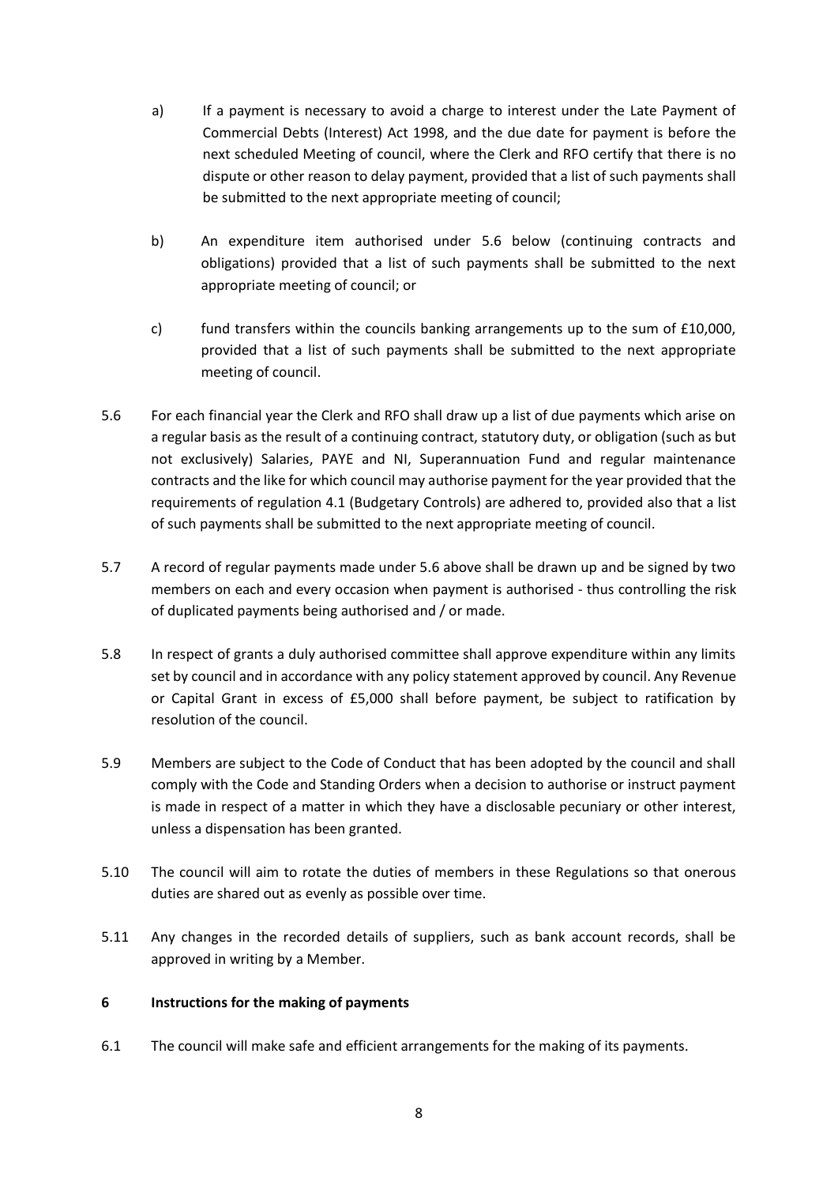a) If a payment is necessary to avoid a charge to interest under the Late Payment of Commercial Debts (Interest) Act 1998, and the due date for payment is before the next scheduled Meeting of council, where the Clerk and RFO certify that there is no dispute or other reason to delay payment, provided that a list of such payments shall be submitted to the next appropriate meeting of council;

b) An expenditure item authorised under 5.6 below (continuing contracts and obligations) provided that a list of such payments shall be submitted to the next appropriate meeting of council; or

c) fund transfers within the councils banking arrangements up to the sum of £10,000, provided that a list of such payments shall be submitted to the next appropriate meeting of council.

5.6 For each financial year the Clerk and RFO shall draw up a list of due payments which arise on a regular basis as the result of a continuing contract, statutory duty, or obligation (such as but not exclusively) Salaries, PAYE and NI, Superannuation Fund and regular maintenance contracts and the like for which council may authorise payment for the year provided that the requirements of regulation 4.1 (Budgetary Controls) are adhered to, provided also that a list of such payments shall be submitted to the next appropriate meeting of council.

5.7 A record of regular payments made under 5.6 above shall be drawn up and be signed by two members on each and every occasion when payment is authorised - thus controlling the risk of duplicated payments being authorised and / or made.

5.8 In respect of grants a duly authorised committee shall approve expenditure within any limits set by council and in accordance with any policy statement approved by council. Any Revenue or Capital Grant in excess of £5,000 shall before payment, be subject to ratification by resolution of the council.

5.9 Members are subject to the Code of Conduct that has been adopted by the council and shall comply with the Code and Standing Orders when a decision to authorise or instruct payment is made in respect of a matter in which they have a disclosable pecuniary or other interest, unless a dispensation has been granted.

5.10 The council will aim to rotate the duties of members in these Regulations so that onerous duties are shared out as evenly as possible over time.

5.11 Any changes in the recorded details of suppliers, such as bank account records, shall be approved in writing by a Member.

## 6 Instructions for the making of payments

6.1 The council will make safe and efficient arrangements for the making of its payments.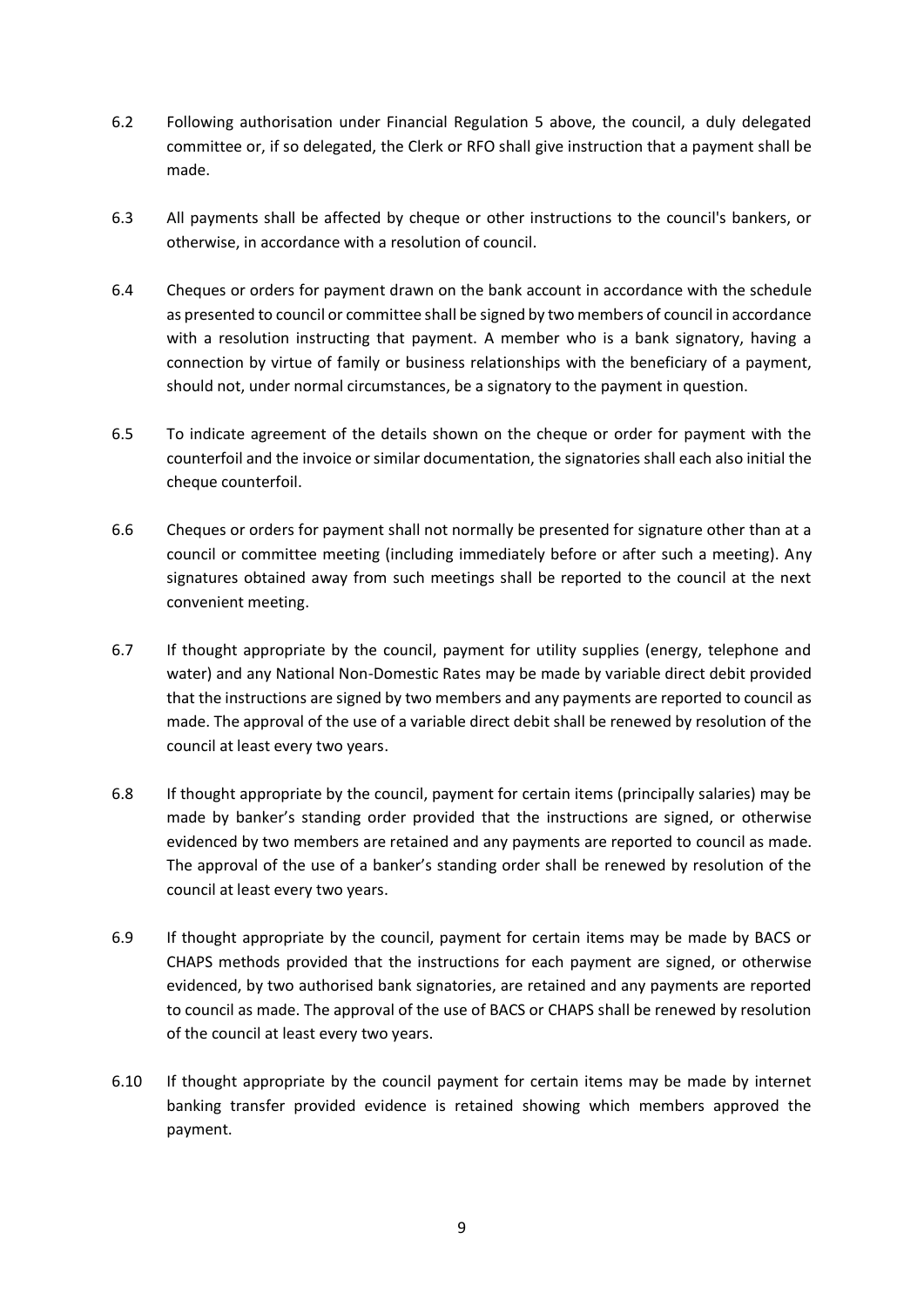6.2 Following authorisation under Financial Regulation 5 above, the council, a duly delegated committee or, if so delegated, the Clerk or RFO shall give instruction that a payment shall be made.

6.3 All payments shall be affected by cheque or other instructions to the council's bankers, or otherwise, in accordance with a resolution of council.

6.4 Cheques or orders for payment drawn on the bank account in accordance with the schedule as presented to council or committee shall be signed by two members of council in accordance with a resolution instructing that payment. A member who is a bank signatory, having a connection by virtue of family or business relationships with the beneficiary of a payment, should not, under normal circumstances, be a signatory to the payment in question.

6.5 To indicate agreement of the details shown on the cheque or order for payment with the counterfoil and the invoice or similar documentation, the signatories shall each also initial the cheque counterfoil.

6.6 Cheques or orders for payment shall not normally be presented for signature other than at a council or committee meeting (including immediately before or after such a meeting). Any signatures obtained away from such meetings shall be reported to the council at the next convenient meeting.

6.7 If thought appropriate by the council, payment for utility supplies (energy, telephone and water) and any National Non-Domestic Rates may be made by variable direct debit provided that the instructions are signed by two members and any payments are reported to council as made. The approval of the use of a variable direct debit shall be renewed by resolution of the council at least every two years.

6.8 If thought appropriate by the council, payment for certain items (principally salaries) may be made by banker's standing order provided that the instructions are signed, or otherwise evidenced by two members are retained and any payments are reported to council as made. The approval of the use of a banker's standing order shall be renewed by resolution of the council at least every two years.

6.9 If thought appropriate by the council, payment for certain items may be made by BACS or CHAPS methods provided that the instructions for each payment are signed, or otherwise evidenced, by two authorised bank signatories, are retained and any payments are reported to council as made. The approval of the use of BACS or CHAPS shall be renewed by resolution of the council at least every two years.

6.10 If thought appropriate by the council payment for certain items may be made by internet banking transfer provided evidence is retained showing which members approved the payment.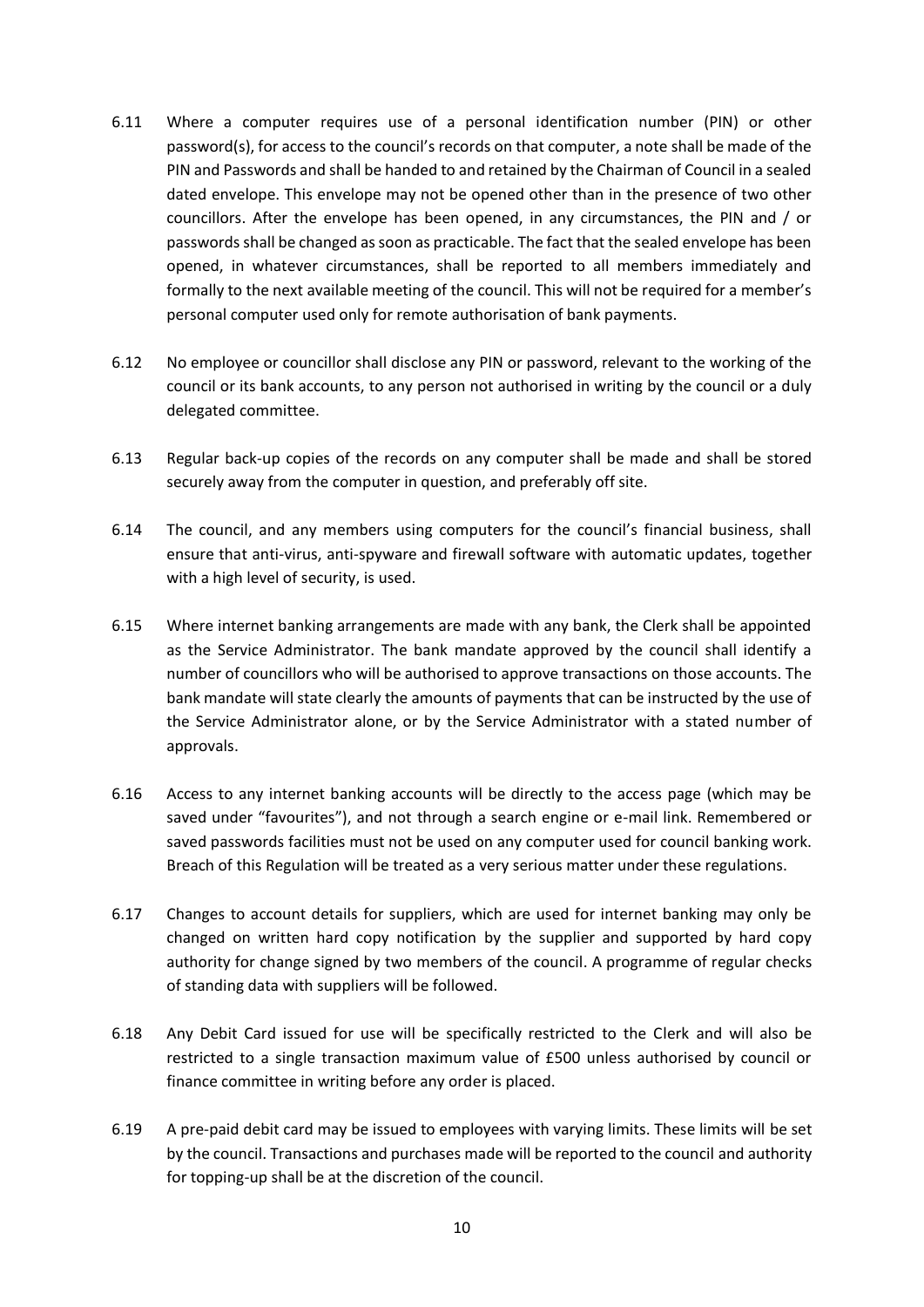6.11 Where a computer requires use of a personal identification number (PIN) or other password(s), for access to the council's records on that computer, a note shall be made of the PIN and Passwords and shall be handed to and retained by the Chairman of Council in a sealed dated envelope. This envelope may not be opened other than in the presence of two other councillors. After the envelope has been opened, in any circumstances, the PIN and / or passwords shall be changed as soon as practicable. The fact that the sealed envelope has been opened, in whatever circumstances, shall be reported to all members immediately and formally to the next available meeting of the council. This will not be required for a member's personal computer used only for remote authorisation of bank payments.

6.12 No employee or councillor shall disclose any PIN or password, relevant to the working of the council or its bank accounts, to any person not authorised in writing by the council or a duly delegated committee.

6.13 Regular back-up copies of the records on any computer shall be made and shall be stored securely away from the computer in question, and preferably off site.

6.14 The council, and any members using computers for the council's financial business, shall ensure that anti-virus, anti-spyware and firewall software with automatic updates, together with a high level of security, is used.

6.15 Where internet banking arrangements are made with any bank, the Clerk shall be appointed as the Service Administrator. The bank mandate approved by the council shall identify a number of councillors who will be authorised to approve transactions on those accounts. The bank mandate will state clearly the amounts of payments that can be instructed by the use of the Service Administrator alone, or by the Service Administrator with a stated number of approvals.

6.16 Access to any internet banking accounts will be directly to the access page (which may be saved under "favourites"), and not through a search engine or e-mail link. Remembered or saved passwords facilities must not be used on any computer used for council banking work. Breach of this Regulation will be treated as a very serious matter under these regulations.

6.17 Changes to account details for suppliers, which are used for internet banking may only be changed on written hard copy notification by the supplier and supported by hard copy authority for change signed by two members of the council. A programme of regular checks of standing data with suppliers will be followed.

6.18 Any Debit Card issued for use will be specifically restricted to the Clerk and will also be restricted to a single transaction maximum value of £500 unless authorised by council or finance committee in writing before any order is placed.

6.19 A pre-paid debit card may be issued to employees with varying limits. These limits will be set by the council. Transactions and purchases made will be reported to the council and authority for topping-up shall be at the discretion of the council.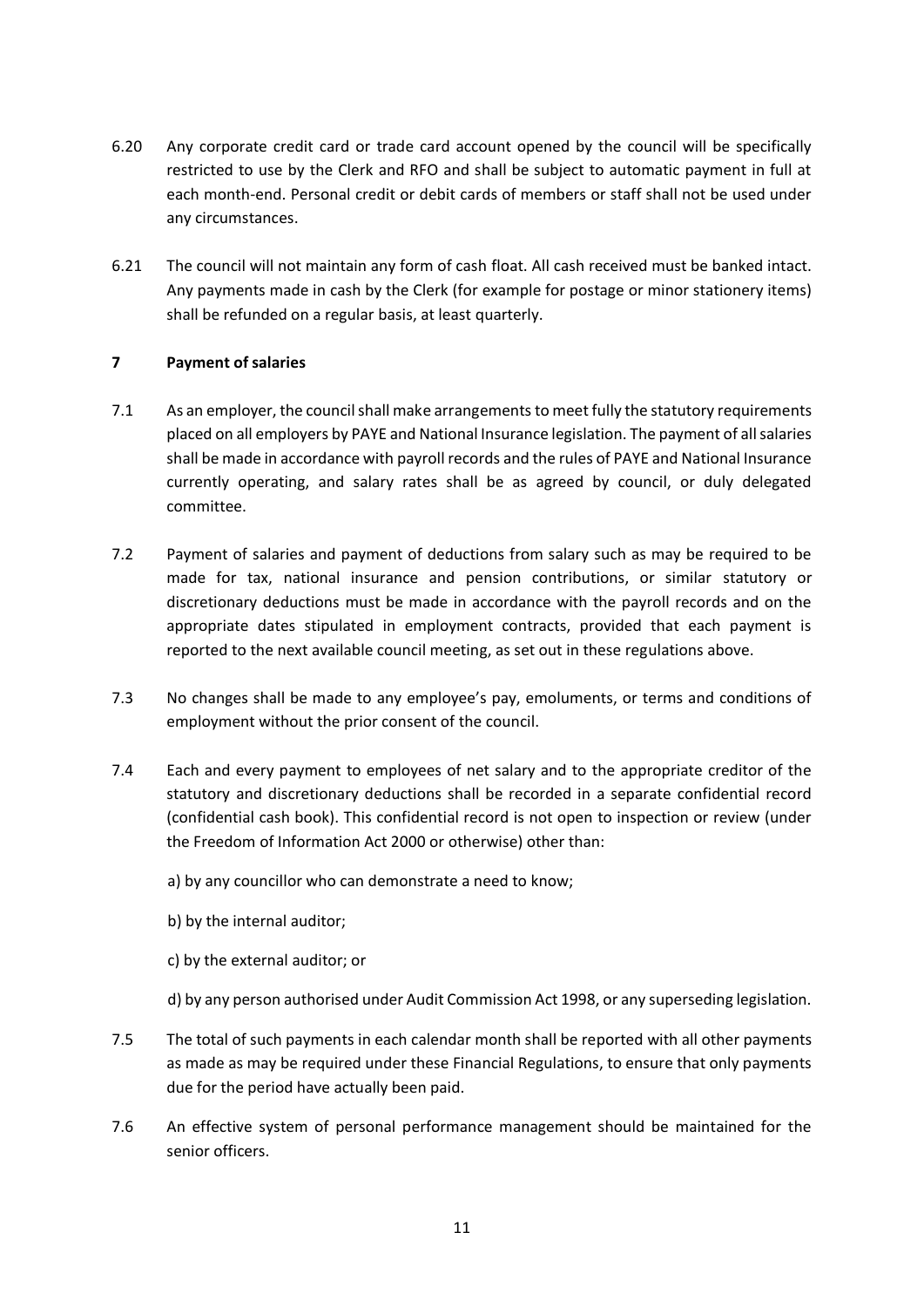6.20 Any corporate credit card or trade card account opened by the council will be specifically restricted to use by the Clerk and RFO and shall be subject to automatic payment in full at each month-end. Personal credit or debit cards of members or staff shall not be used under any circumstances.

6.21 The council will not maintain any form of cash float. All cash received must be banked intact. Any payments made in cash by the Clerk (for example for postage or minor stationery items) shall be refunded on a regular basis, at least quarterly.

## 7 Payment of salaries

7.1 As an employer, the council shall make arrangements to meet fully the statutory requirements placed on all employers by PAYE and National Insurance legislation. The payment of all salaries shall be made in accordance with payroll records and the rules of PAYE and National Insurance currently operating, and salary rates shall be as agreed by council, or duly delegated committee.

7.2 Payment of salaries and payment of deductions from salary such as may be required to be made for tax, national insurance and pension contributions, or similar statutory or discretionary deductions must be made in accordance with the payroll records and on the appropriate dates stipulated in employment contracts, provided that each payment is reported to the next available council meeting, as set out in these regulations above.

7.3 No changes shall be made to any employee's pay, emoluments, or terms and conditions of employment without the prior consent of the council.

7.4 Each and every payment to employees of net salary and to the appropriate creditor of the statutory and discretionary deductions shall be recorded in a separate confidential record (confidential cash book). This confidential record is not open to inspection or review (under the Freedom of Information Act 2000 or otherwise) other than:

a) by any councillor who can demonstrate a need to know;

b) by the internal auditor;

c) by the external auditor; or

d) by any person authorised under Audit Commission Act 1998, or any superseding legislation.

7.5 The total of such payments in each calendar month shall be reported with all other payments as made as may be required under these Financial Regulations, to ensure that only payments due for the period have actually been paid.

7.6 An effective system of personal performance management should be maintained for the senior officers.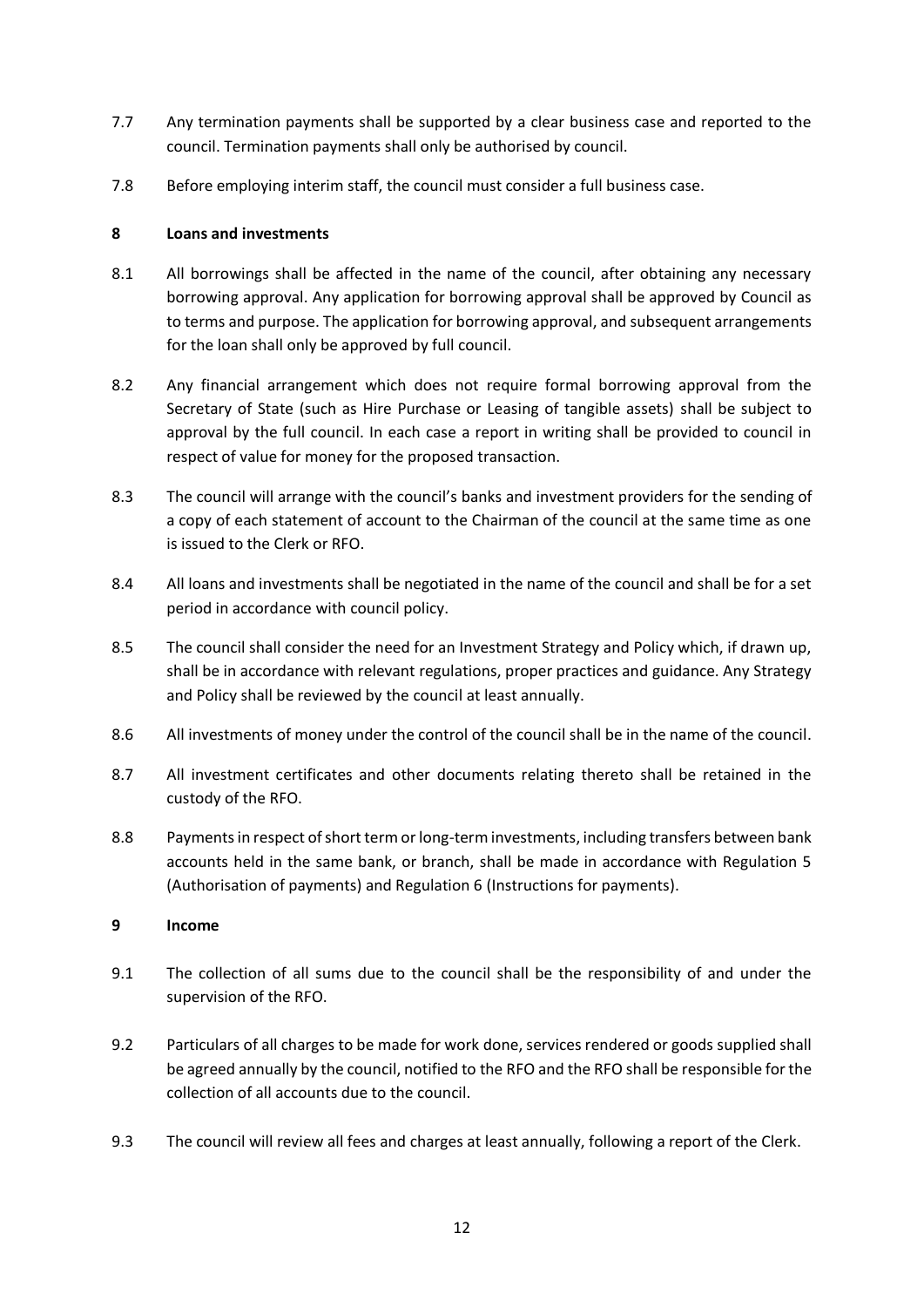7.7 Any termination payments shall be supported by a clear business case and reported to the council. Termination payments shall only be authorised by council.

7.8 Before employing interim staff, the council must consider a full business case.

## 8 Loans and investments

8.1 All borrowings shall be affected in the name of the council, after obtaining any necessary borrowing approval. Any application for borrowing approval shall be approved by Council as to terms and purpose. The application for borrowing approval, and subsequent arrangements for the loan shall only be approved by full council.

8.2 Any financial arrangement which does not require formal borrowing approval from the Secretary of State (such as Hire Purchase or Leasing of tangible assets) shall be subject to approval by the full council. In each case a report in writing shall be provided to council in respect of value for money for the proposed transaction.

8.3 The council will arrange with the council's banks and investment providers for the sending of a copy of each statement of account to the Chairman of the council at the same time as one is issued to the Clerk or RFO.

8.4 All loans and investments shall be negotiated in the name of the council and shall be for a set period in accordance with council policy.

8.5 The council shall consider the need for an Investment Strategy and Policy which, if drawn up, shall be in accordance with relevant regulations, proper practices and guidance. Any Strategy and Policy shall be reviewed by the council at least annually.

8.6 All investments of money under the control of the council shall be in the name of the council.

8.7 All investment certificates and other documents relating thereto shall be retained in the custody of the RFO.

8.8 Payments in respect of short term or long-term investments, including transfers between bank accounts held in the same bank, or branch, shall be made in accordance with Regulation 5 (Authorisation of payments) and Regulation 6 (Instructions for payments).

## 9 Income

9.1 The collection of all sums due to the council shall be the responsibility of and under the supervision of the RFO.

9.2 Particulars of all charges to be made for work done, services rendered or goods supplied shall be agreed annually by the council, notified to the RFO and the RFO shall be responsible for the collection of all accounts due to the council.

9.3 The council will review all fees and charges at least annually, following a report of the Clerk.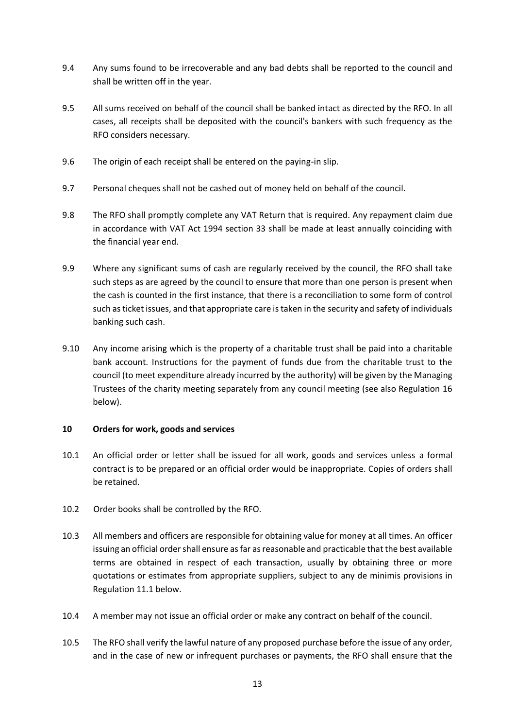9.4 Any sums found to be irrecoverable and any bad debts shall be reported to the council and shall be written off in the year.

9.5 All sums received on behalf of the council shall be banked intact as directed by the RFO. In all cases, all receipts shall be deposited with the council's bankers with such frequency as the RFO considers necessary.

9.6 The origin of each receipt shall be entered on the paying-in slip.

9.7 Personal cheques shall not be cashed out of money held on behalf of the council.

9.8 The RFO shall promptly complete any VAT Return that is required. Any repayment claim due in accordance with VAT Act 1994 section 33 shall be made at least annually coinciding with the financial year end.

9.9 Where any significant sums of cash are regularly received by the council, the RFO shall take such steps as are agreed by the council to ensure that more than one person is present when the cash is counted in the first instance, that there is a reconciliation to some form of control such as ticket issues, and that appropriate care is taken in the security and safety of individuals banking such cash.

9.10 Any income arising which is the property of a charitable trust shall be paid into a charitable bank account. Instructions for the payment of funds due from the charitable trust to the council (to meet expenditure already incurred by the authority) will be given by the Managing Trustees of the charity meeting separately from any council meeting (see also Regulation 16 below).

## 10 Orders for work, goods and services

10.1 An official order or letter shall be issued for all work, goods and services unless a formal contract is to be prepared or an official order would be inappropriate. Copies of orders shall be retained.

10.2 Order books shall be controlled by the RFO.

10.3 All members and officers are responsible for obtaining value for money at all times. An officer issuing an official order shall ensure as far as reasonable and practicable that the best available terms are obtained in respect of each transaction, usually by obtaining three or more quotations or estimates from appropriate suppliers, subject to any de minimis provisions in Regulation 11.1 below.

10.4 A member may not issue an official order or make any contract on behalf of the council.

10.5 The RFO shall verify the lawful nature of any proposed purchase before the issue of any order, and in the case of new or infrequent purchases or payments, the RFO shall ensure that the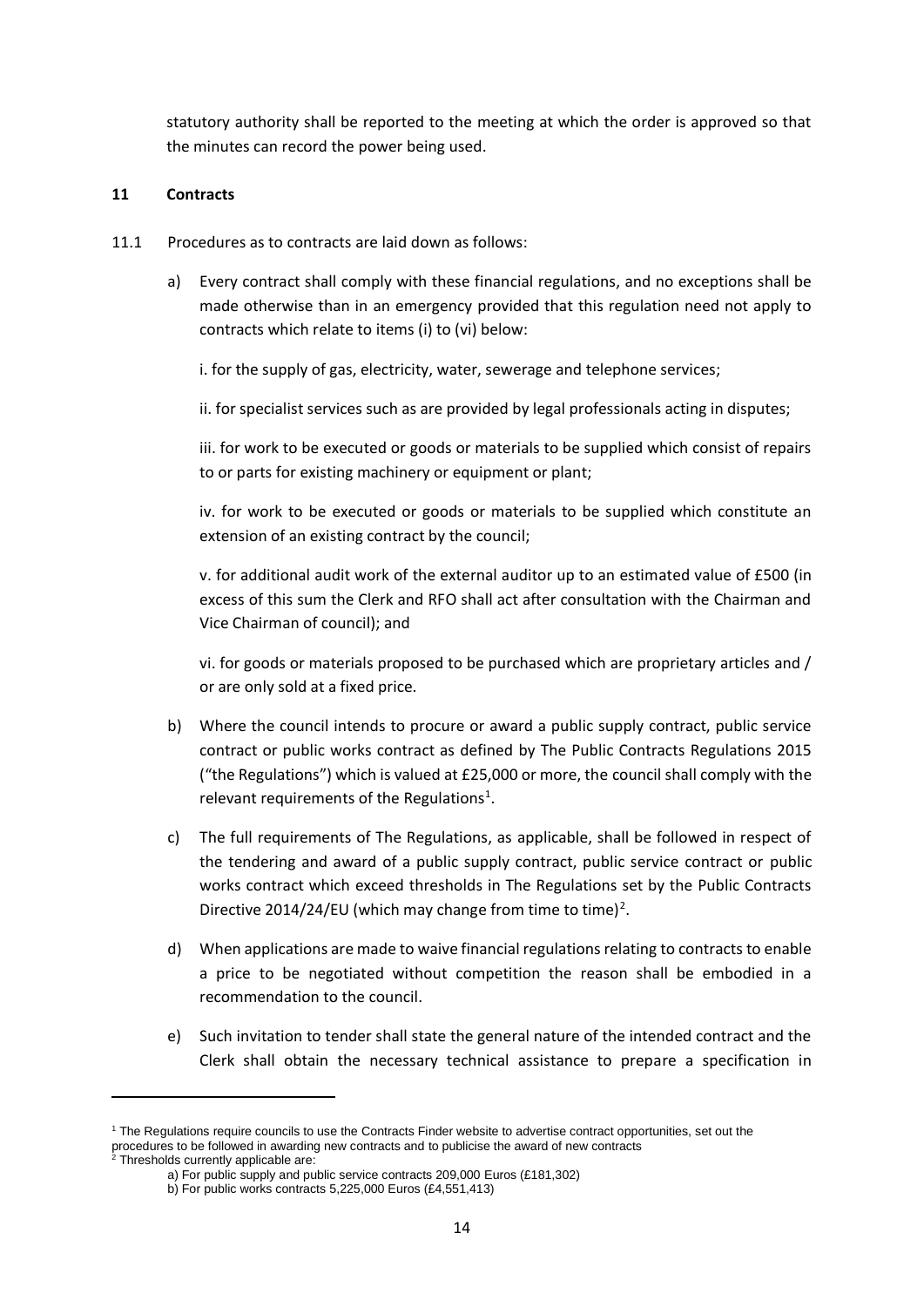statutory authority shall be reported to the meeting at which the order is approved so that the minutes can record the power being used.

## 11 Contracts

11.1 Procedures as to contracts are laid down as follows:

a) Every contract shall comply with these financial regulations, and no exceptions shall be made otherwise than in an emergency provided that this regulation need not apply to contracts which relate to items (i) to (vi) below:

   i. for the supply of gas, electricity, water, sewerage and telephone services;

   ii. for specialist services such as are provided by legal professionals acting in disputes;

   iii. for work to be executed or goods or materials to be supplied which consist of repairs to or parts for existing machinery or equipment or plant;

   iv. for work to be executed or goods or materials to be supplied which constitute an extension of an existing contract by the council;

   v. for additional audit work of the external auditor up to an estimated value of £500 (in excess of this sum the Clerk and RFO shall act after consultation with the Chairman and Vice Chairman of council); and

   vi. for goods or materials proposed to be purchased which are proprietary articles and / or are only sold at a fixed price.

b) Where the council intends to procure or award a public supply contract, public service contract or public works contract as defined by The Public Contracts Regulations 2015 ("the Regulations") which is valued at £25,000 or more, the council shall comply with the relevant requirements of the Regulations[1].

c) The full requirements of The Regulations, as applicable, shall be followed in respect of the tendering and award of a public supply contract, public service contract or public works contract which exceed thresholds in The Regulations set by the Public Contracts Directive 2014/24/EU (which may change from time to time)[2].

d) When applications are made to waive financial regulations relating to contracts to enable a price to be negotiated without competition the reason shall be embodied in a recommendation to the council.

e) Such invitation to tender shall state the general nature of the intended contract and the Clerk shall obtain the necessary technical assistance to prepare a specification in

---

[1] The Regulations require councils to use the Contracts Finder website to advertise contract opportunities, set out the procedures to be followed in awarding new contracts and to publicise the award of new contracts

[2] Thresholds currently applicable are:

a) For public supply and public service contracts 209,000 Euros (£181,302)

b) For public works contracts 5,225,000 Euros (£4,551,413)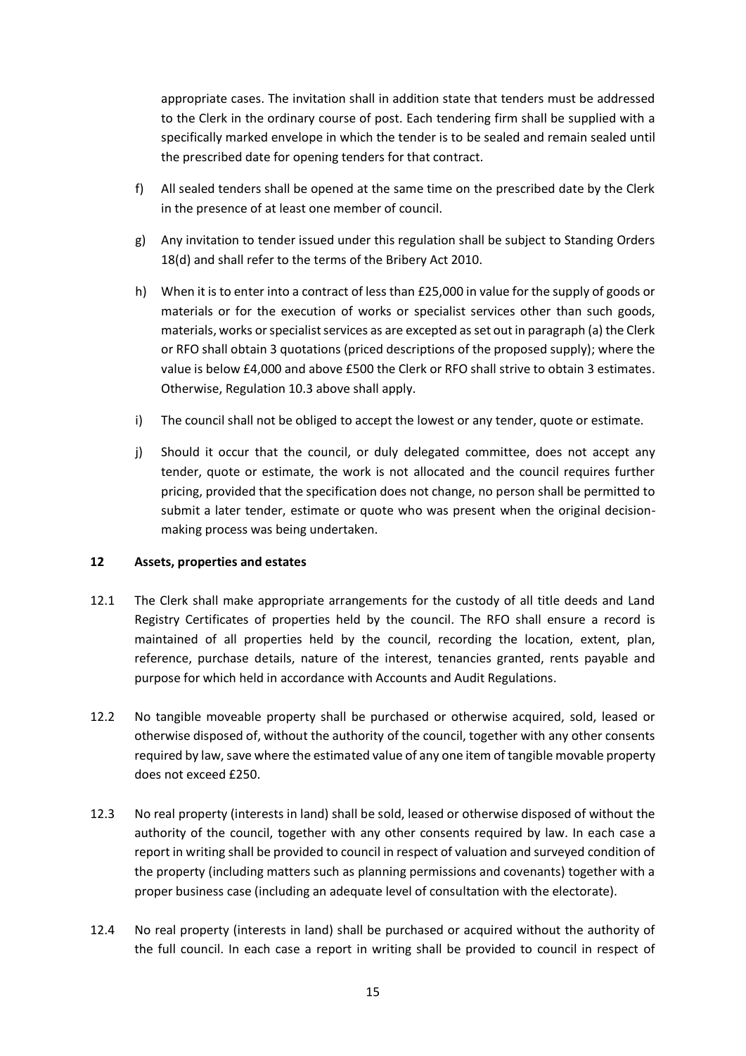appropriate cases. The invitation shall in addition state that tenders must be addressed to the Clerk in the ordinary course of post. Each tendering firm shall be supplied with a specifically marked envelope in which the tender is to be sealed and remain sealed until the prescribed date for opening tenders for that contract.

f) All sealed tenders shall be opened at the same time on the prescribed date by the Clerk in the presence of at least one member of council.

g) Any invitation to tender issued under this regulation shall be subject to Standing Orders 18(d) and shall refer to the terms of the Bribery Act 2010.

h) When it is to enter into a contract of less than £25,000 in value for the supply of goods or materials or for the execution of works or specialist services other than such goods, materials, works or specialist services as are excepted as set out in paragraph (a) the Clerk or RFO shall obtain 3 quotations (priced descriptions of the proposed supply); where the value is below £4,000 and above £500 the Clerk or RFO shall strive to obtain 3 estimates. Otherwise, Regulation 10.3 above shall apply.

i) The council shall not be obliged to accept the lowest or any tender, quote or estimate.

j) Should it occur that the council, or duly delegated committee, does not accept any tender, quote or estimate, the work is not allocated and the council requires further pricing, provided that the specification does not change, no person shall be permitted to submit a later tender, estimate or quote who was present when the original decision-making process was being undertaken.

## 12 Assets, properties and estates

12.1 The Clerk shall make appropriate arrangements for the custody of all title deeds and Land Registry Certificates of properties held by the council. The RFO shall ensure a record is maintained of all properties held by the council, recording the location, extent, plan, reference, purchase details, nature of the interest, tenancies granted, rents payable and purpose for which held in accordance with Accounts and Audit Regulations.

12.2 No tangible moveable property shall be purchased or otherwise acquired, sold, leased or otherwise disposed of, without the authority of the council, together with any other consents required by law, save where the estimated value of any one item of tangible movable property does not exceed £250.

12.3 No real property (interests in land) shall be sold, leased or otherwise disposed of without the authority of the council, together with any other consents required by law. In each case a report in writing shall be provided to council in respect of valuation and surveyed condition of the property (including matters such as planning permissions and covenants) together with a proper business case (including an adequate level of consultation with the electorate).

12.4 No real property (interests in land) shall be purchased or acquired without the authority of the full council. In each case a report in writing shall be provided to council in respect of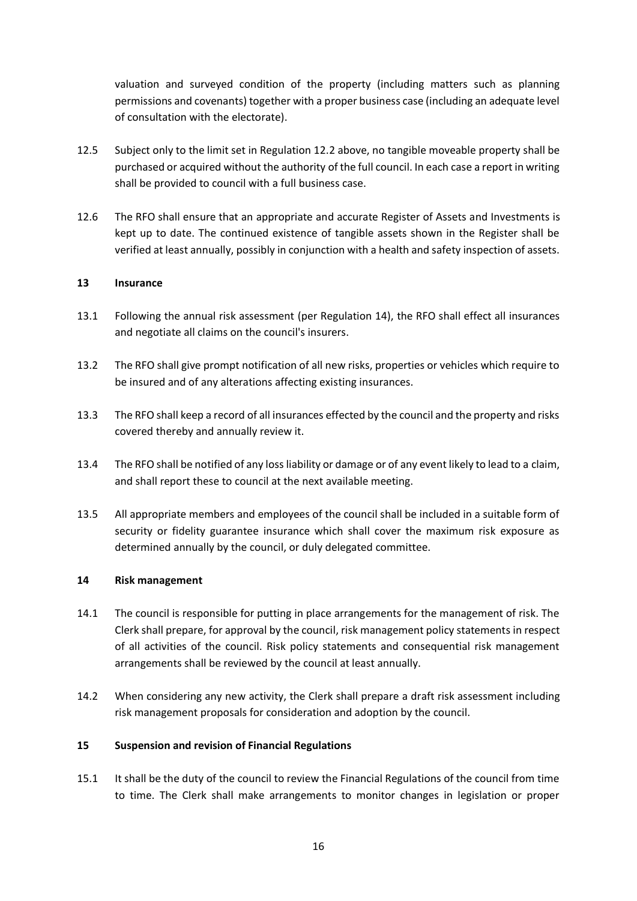valuation and surveyed condition of the property (including matters such as planning permissions and covenants) together with a proper business case (including an adequate level of consultation with the electorate).

12.5 Subject only to the limit set in Regulation 12.2 above, no tangible moveable property shall be purchased or acquired without the authority of the full council. In each case a report in writing shall be provided to council with a full business case.

12.6 The RFO shall ensure that an appropriate and accurate Register of Assets and Investments is kept up to date. The continued existence of tangible assets shown in the Register shall be verified at least annually, possibly in conjunction with a health and safety inspection of assets.

## 13 Insurance

13.1 Following the annual risk assessment (per Regulation 14), the RFO shall effect all insurances and negotiate all claims on the council's insurers.

13.2 The RFO shall give prompt notification of all new risks, properties or vehicles which require to be insured and of any alterations affecting existing insurances.

13.3 The RFO shall keep a record of all insurances effected by the council and the property and risks covered thereby and annually review it.

13.4 The RFO shall be notified of any loss liability or damage or of any event likely to lead to a claim, and shall report these to council at the next available meeting.

13.5 All appropriate members and employees of the council shall be included in a suitable form of security or fidelity guarantee insurance which shall cover the maximum risk exposure as determined annually by the council, or duly delegated committee.

## 14 Risk management

14.1 The council is responsible for putting in place arrangements for the management of risk. The Clerk shall prepare, for approval by the council, risk management policy statements in respect of all activities of the council. Risk policy statements and consequential risk management arrangements shall be reviewed by the council at least annually.

14.2 When considering any new activity, the Clerk shall prepare a draft risk assessment including risk management proposals for consideration and adoption by the council.

## 15 Suspension and revision of Financial Regulations

15.1 It shall be the duty of the council to review the Financial Regulations of the council from time to time. The Clerk shall make arrangements to monitor changes in legislation or proper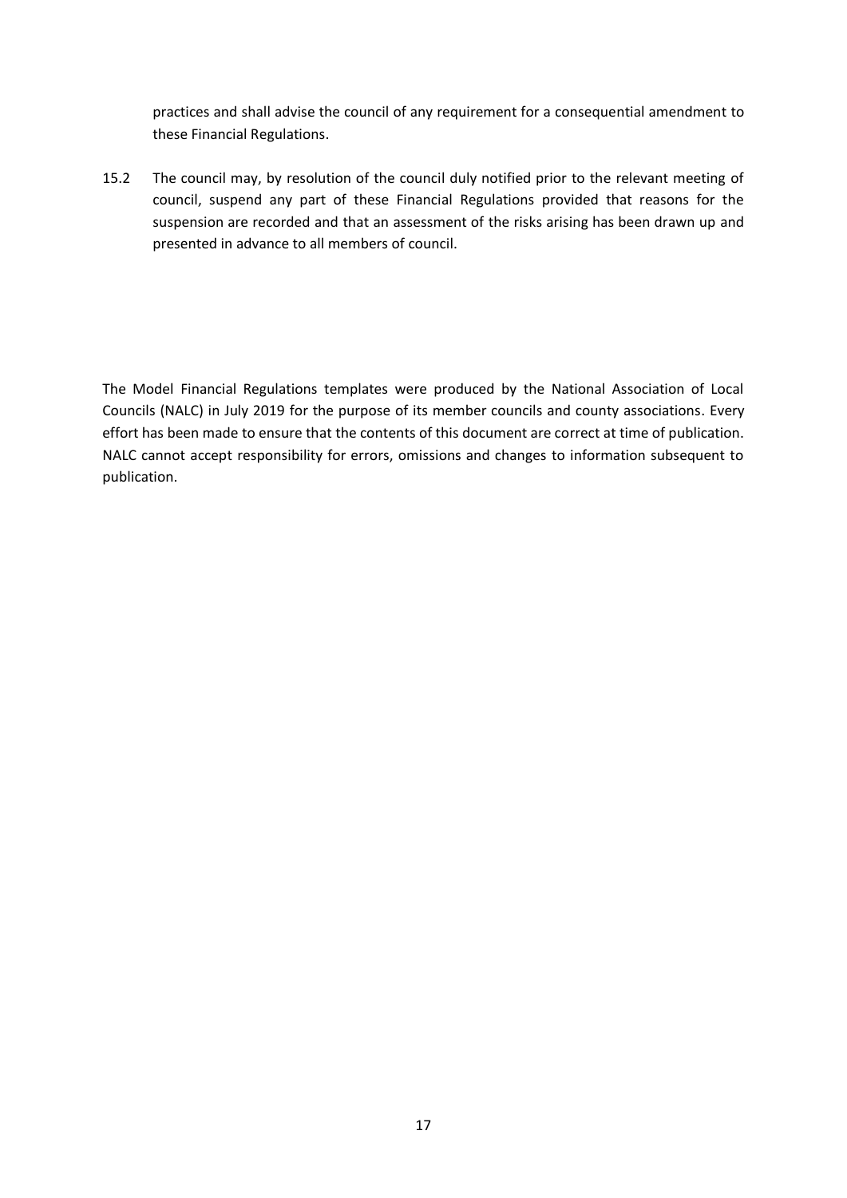practices and shall advise the council of any requirement for a consequential amendment to these Financial Regulations.

15.2 The council may, by resolution of the council duly notified prior to the relevant meeting of council, suspend any part of these Financial Regulations provided that reasons for the suspension are recorded and that an assessment of the risks arising has been drawn up and presented in advance to all members of council.

The Model Financial Regulations templates were produced by the National Association of Local Councils (NALC) in July 2019 for the purpose of its member councils and county associations. Every effort has been made to ensure that the contents of this document are correct at time of publication. NALC cannot accept responsibility for errors, omissions and changes to information subsequent to publication.